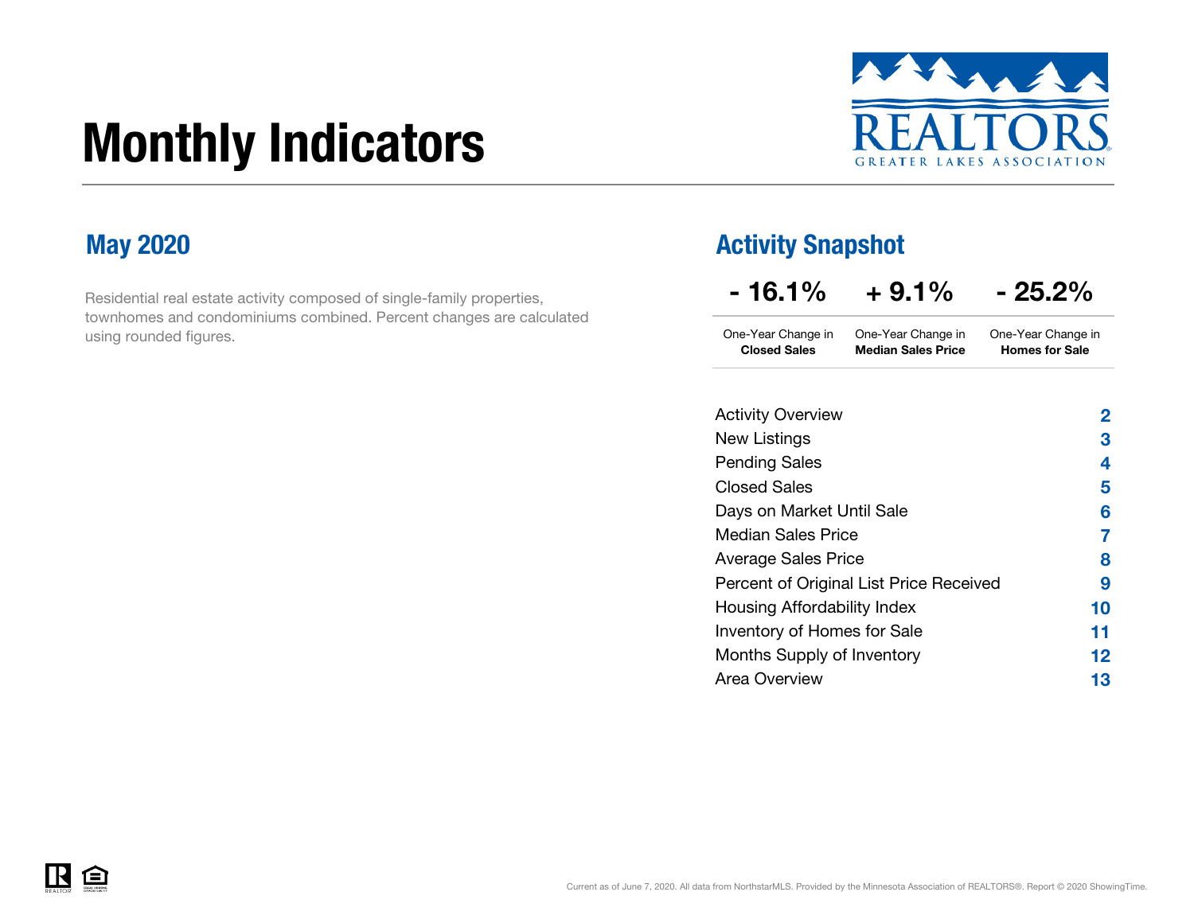# Monthly Indicators

REALTORS®
GREATER LAKES ASSOCIATION

## May 2020

Residential real estate activity composed of single-family properties, townhomes and condominiums combined. Percent changes are calculated using rounded figures.

## Activity Snapshot

| - 16.1% | + 9.1% | - 25.2% |
|---|---|---|
| One-Year Change in **Closed Sales** | One-Year Change in **Median Sales Price** | One-Year Change in **Homes for Sale** |

| | |
|---|---|
| Activity Overview | 2 |
| New Listings | 3 |
| Pending Sales | 4 |
| Closed Sales | 5 |
| Days on Market Until Sale | 6 |
| Median Sales Price | 7 |
| Average Sales Price | 8 |
| Percent of Original List Price Received | 9 |
| Housing Affordability Index | 10 |
| Inventory of Homes for Sale | 11 |
| Months Supply of Inventory | 12 |
| Area Overview | 13 |

Current as of June 7, 2020. All data from NorthstarMLS. Provided by the Minnesota Association of REALTORS®. Report © 2020 ShowingTime.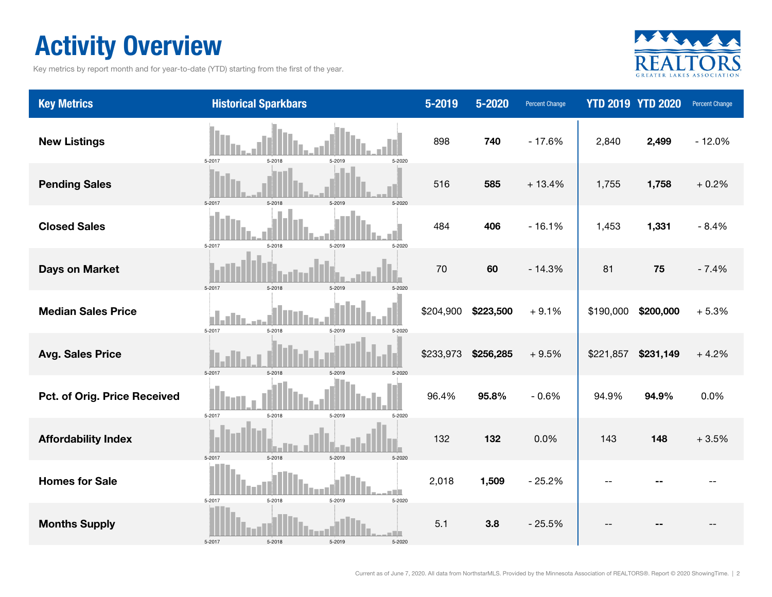# Activity Overview

Key metrics by report month and for year-to-date (YTD) starting from the first of the year.

| Key Metrics | Historical Sparkbars | 5-2019 | 5-2020 | Percent Change | YTD 2019 | YTD 2020 | Percent Change |
|---|---|---|---|---|---|---|---|
| **New Listings** | 5-2017 5-2018 5-2019 5-2020 | 898 | **740** | - 17.6% | 2,840 | **2,499** | - 12.0% |
| **Pending Sales** | 5-2017 5-2018 5-2019 5-2020 | 516 | **585** | + 13.4% | 1,755 | **1,758** | + 0.2% |
| **Closed Sales** | 5-2017 5-2018 5-2019 5-2020 | 484 | **406** | - 16.1% | 1,453 | **1,331** | - 8.4% |
| **Days on Market** | 5-2017 5-2018 5-2019 5-2020 | 70 | **60** | - 14.3% | 81 | **75** | - 7.4% |
| **Median Sales Price** | 5-2017 5-2018 5-2019 5-2020 | $204,900 | **$223,500** | + 9.1% | $190,000 | **$200,000** | + 5.3% |
| **Avg. Sales Price** | 5-2017 5-2018 5-2019 5-2020 | $233,973 | **$256,285** | + 9.5% | $221,857 | **$231,149** | + 4.2% |
| **Pct. of Orig. Price Received** | 5-2017 5-2018 5-2019 5-2020 | 96.4% | **95.8%** | - 0.6% | 94.9% | **94.9%** | 0.0% |
| **Affordability Index** | 5-2017 5-2018 5-2019 5-2020 | 132 | **132** | 0.0% | 143 | **148** | + 3.5% |
| **Homes for Sale** | 5-2017 5-2018 5-2019 5-2020 | 2,018 | **1,509** | - 25.2% | -- | **--** | -- |
| **Months Supply** | 5-2017 5-2018 5-2019 5-2020 | 5.1 | **3.8** | - 25.5% | -- | **--** | -- |

Current as of June 7, 2020. All data from NorthstarMLS. Provided by the Minnesota Association of REALTORS®. Report © 2020 ShowingTime.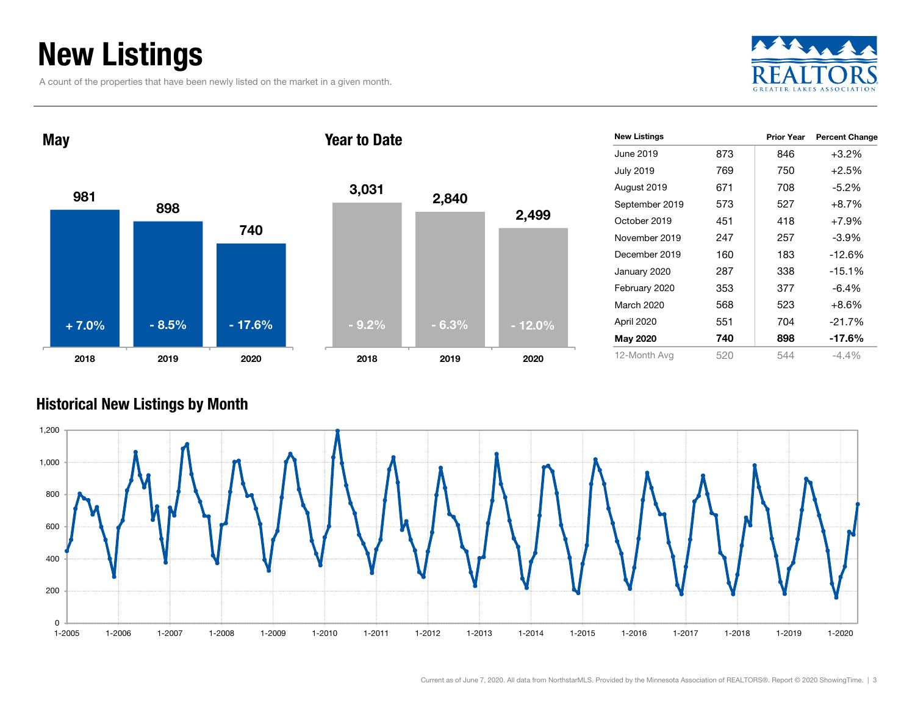# New Listings

A count of the properties that have been newly listed on the market in a given month.

## May

| | 2018 | 2019 | 2020 |
|---|---|---|---|
| New Listings | 981 | 898 | 740 |
| Change | + 7.0% | - 8.5% | - 17.6% |

## Year to Date

| | 2018 | 2019 | 2020 |
|---|---|---|---|
| New Listings | 3,031 | 2,840 | 2,499 |
| Change | - 9.2% | - 6.3% | - 12.0% |

| New Listings | | Prior Year | Percent Change |
|---|---|---|---|
| June 2019 | 873 | 846 | +3.2% |
| July 2019 | 769 | 750 | +2.5% |
| August 2019 | 671 | 708 | -5.2% |
| September 2019 | 573 | 527 | +8.7% |
| October 2019 | 451 | 418 | +7.9% |
| November 2019 | 247 | 257 | -3.9% |
| December 2019 | 160 | 183 | -12.6% |
| January 2020 | 287 | 338 | -15.1% |
| February 2020 | 353 | 377 | -6.4% |
| March 2020 | 568 | 523 | +8.6% |
| April 2020 | 551 | 704 | -21.7% |
| **May 2020** | **740** | **898** | **-17.6%** |
| 12-Month Avg | 520 | 544 | -4.4% |

## Historical New Listings by Month

Current as of June 7, 2020. All data from NorthstarMLS. Provided by the Minnesota Association of REALTORS®. Report © 2020 ShowingTime.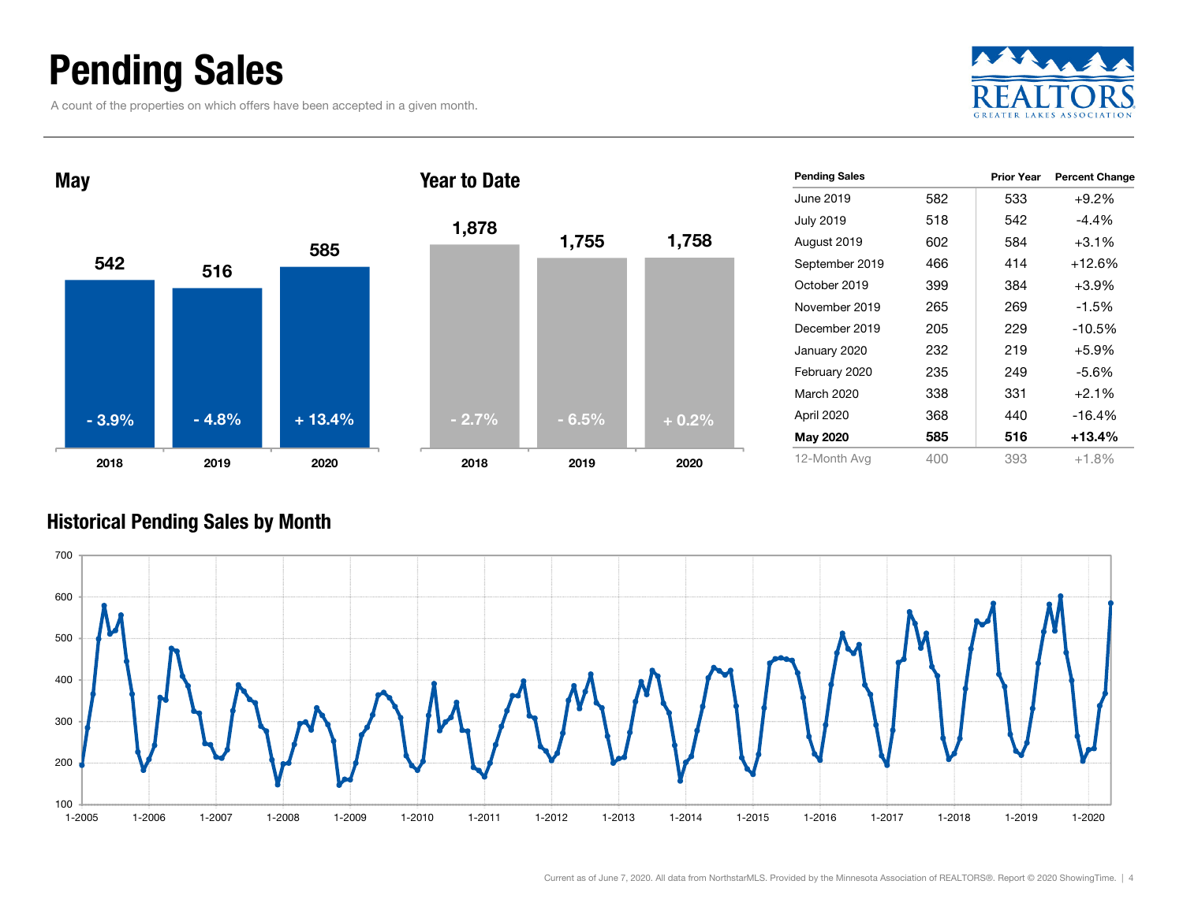# Pending Sales

A count of the properties on which offers have been accepted in a given month.

## May

| | 2018 | 2019 | 2020 |
|---|---|---|---|
| Pending Sales | 542 | 516 | 585 |
| Change | - 3.9% | - 4.8% | + 13.4% |

## Year to Date

| | 2018 | 2019 | 2020 |
|---|---|---|---|
| Pending Sales | 1,878 | 1,755 | 1,758 |
| Change | - 2.7% | - 6.5% | + 0.2% |

| Pending Sales | | Prior Year | Percent Change |
|---|---|---|---|
| June 2019 | 582 | 533 | +9.2% |
| July 2019 | 518 | 542 | -4.4% |
| August 2019 | 602 | 584 | +3.1% |
| September 2019 | 466 | 414 | +12.6% |
| October 2019 | 399 | 384 | +3.9% |
| November 2019 | 265 | 269 | -1.5% |
| December 2019 | 205 | 229 | -10.5% |
| January 2020 | 232 | 219 | +5.9% |
| February 2020 | 235 | 249 | -5.6% |
| March 2020 | 338 | 331 | +2.1% |
| April 2020 | 368 | 440 | -16.4% |
| **May 2020** | **585** | **516** | **+13.4%** |
| 12-Month Avg | 400 | 393 | +1.8% |

## Historical Pending Sales by Month

Current as of June 7, 2020. All data from NorthstarMLS. Provided by the Minnesota Association of REALTORS®. Report © 2020 ShowingTime.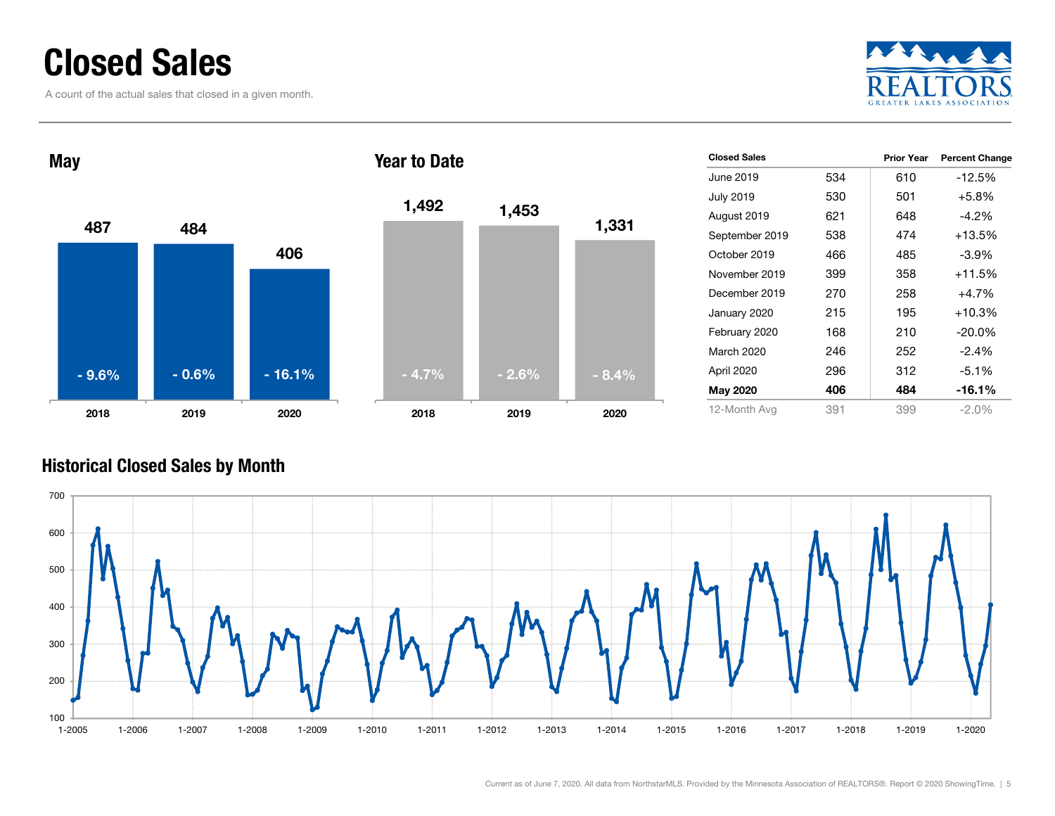# Closed Sales

A count of the actual sales that closed in a given month.

## May

| | 2018 | 2019 | 2020 |
|---|---|---|---|
| Closed Sales | 487 | 484 | 406 |
| Change | - 9.6% | - 0.6% | - 16.1% |

## Year to Date

| | 2018 | 2019 | 2020 |
|---|---|---|---|
| Closed Sales | 1,492 | 1,453 | 1,331 |
| Change | - 4.7% | - 2.6% | - 8.4% |

| Closed Sales | | Prior Year | Percent Change |
|---|---|---|---|
| June 2019 | 534 | 610 | -12.5% |
| July 2019 | 530 | 501 | +5.8% |
| August 2019 | 621 | 648 | -4.2% |
| September 2019 | 538 | 474 | +13.5% |
| October 2019 | 466 | 485 | -3.9% |
| November 2019 | 399 | 358 | +11.5% |
| December 2019 | 270 | 258 | +4.7% |
| January 2020 | 215 | 195 | +10.3% |
| February 2020 | 168 | 210 | -20.0% |
| March 2020 | 246 | 252 | -2.4% |
| April 2020 | 296 | 312 | -5.1% |
| **May 2020** | **406** | **484** | **-16.1%** |
| 12-Month Avg | 391 | 399 | -2.0% |

## Historical Closed Sales by Month

Current as of June 7, 2020. All data from NorthstarMLS. Provided by the Minnesota Association of REALTORS®. Report © 2020 ShowingTime.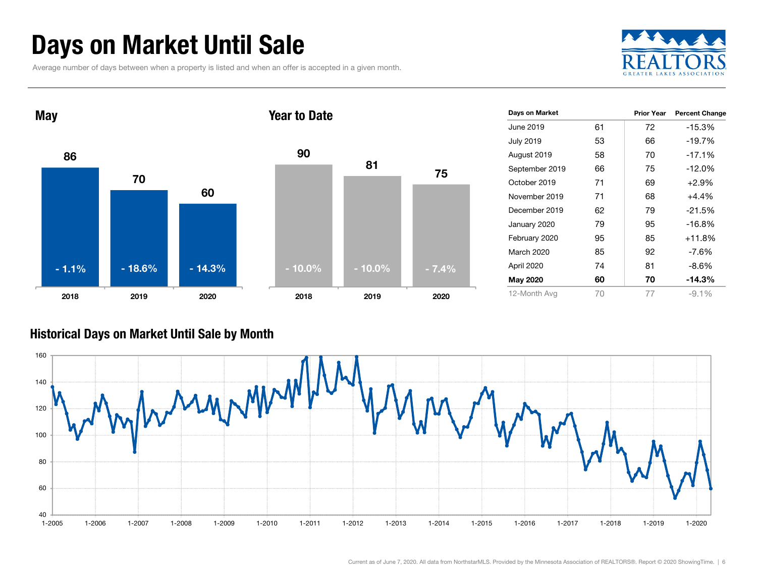# Days on Market Until Sale

Average number of days between when a property is listed and when an offer is accepted in a given month.

## May

| | 2018 | 2019 | 2020 |
|---|---|---|---|
| Days | 86 | 70 | 60 |
| Change | - 1.1% | - 18.6% | - 14.3% |

## Year to Date

| | 2018 | 2019 | 2020 |
|---|---|---|---|
| Days | 90 | 81 | 75 |
| Change | - 10.0% | - 10.0% | - 7.4% |

| Days on Market | | Prior Year | Percent Change |
|---|---|---|---|
| June 2019 | 61 | 72 | -15.3% |
| July 2019 | 53 | 66 | -19.7% |
| August 2019 | 58 | 70 | -17.1% |
| September 2019 | 66 | 75 | -12.0% |
| October 2019 | 71 | 69 | +2.9% |
| November 2019 | 71 | 68 | +4.4% |
| December 2019 | 62 | 79 | -21.5% |
| January 2020 | 79 | 95 | -16.8% |
| February 2020 | 95 | 85 | +11.8% |
| March 2020 | 85 | 92 | -7.6% |
| April 2020 | 74 | 81 | -8.6% |
| **May 2020** | **60** | **70** | **-14.3%** |
| 12-Month Avg | 70 | 77 | -9.1% |

## Historical Days on Market Until Sale by Month

Current as of June 7, 2020. All data from NorthstarMLS. Provided by the Minnesota Association of REALTORS®. Report © 2020 ShowingTime.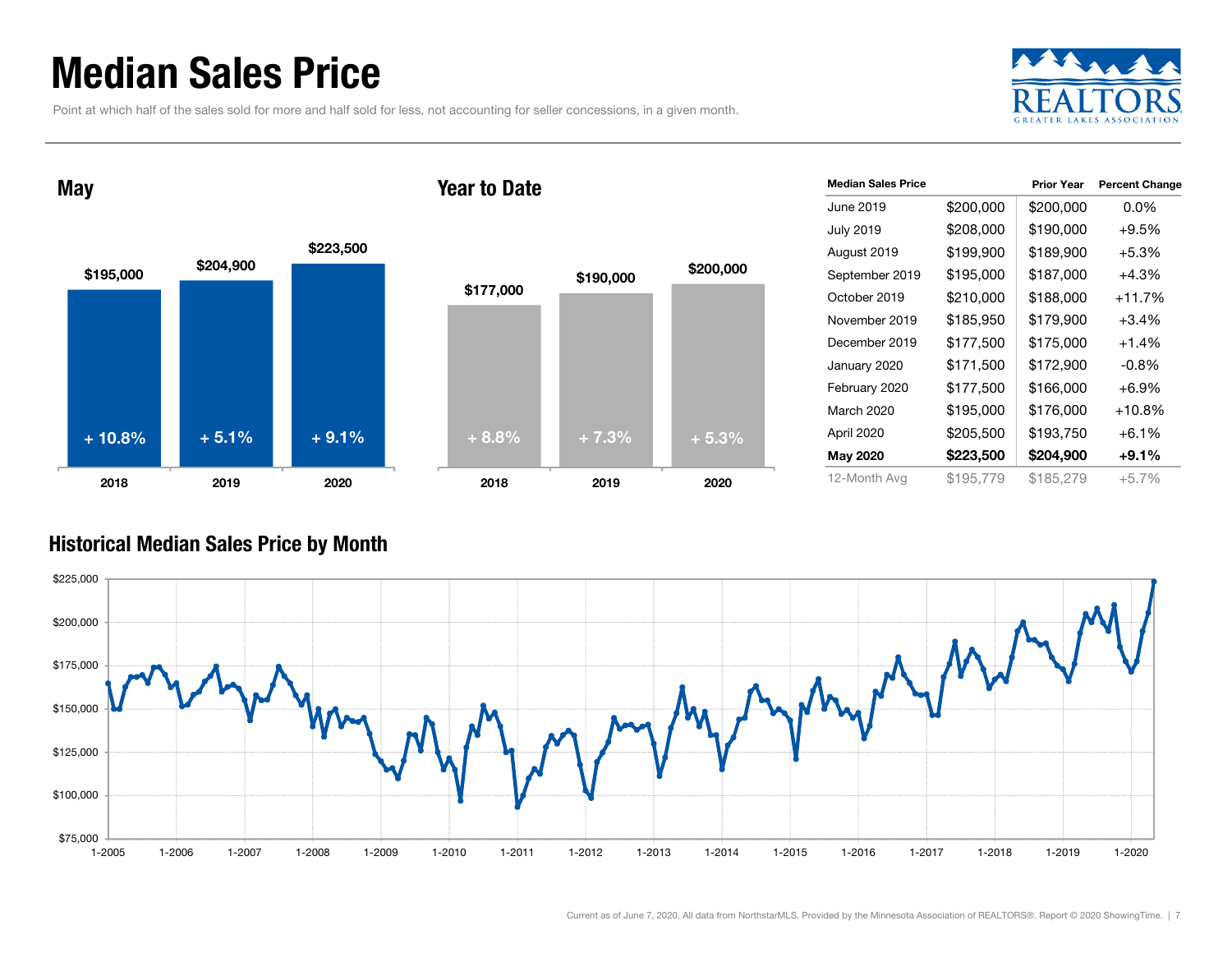# Median Sales Price

Point at which half of the sales sold for more and half sold for less, not accounting for seller concessions, in a given month.

## May

| Year | Median Sales Price | Change |
|---|---|---|
| 2018 | $195,000 | + 10.8% |
| 2019 | $204,900 | + 5.1% |
| 2020 | $223,500 | + 9.1% |

## Year to Date

| Year | Median Sales Price | Change |
|---|---|---|
| 2018 | $177,000 | + 8.8% |
| 2019 | $190,000 | + 7.3% |
| 2020 | $200,000 | + 5.3% |

| Median Sales Price | | Prior Year | Percent Change |
|---|---|---|---|
| June 2019 | $200,000 | $200,000 | 0.0% |
| July 2019 | $208,000 | $190,000 | +9.5% |
| August 2019 | $199,900 | $189,900 | +5.3% |
| September 2019 | $195,000 | $187,000 | +4.3% |
| October 2019 | $210,000 | $188,000 | +11.7% |
| November 2019 | $185,950 | $179,900 | +3.4% |
| December 2019 | $177,500 | $175,000 | +1.4% |
| January 2020 | $171,500 | $172,900 | -0.8% |
| February 2020 | $177,500 | $166,000 | +6.9% |
| March 2020 | $195,000 | $176,000 | +10.8% |
| April 2020 | $205,500 | $193,750 | +6.1% |
| **May 2020** | **$223,500** | **$204,900** | **+9.1%** |
| 12-Month Avg | $195,779 | $185,279 | +5.7% |

## Historical Median Sales Price by Month

Current as of June 7, 2020. All data from NorthstarMLS. Provided by the Minnesota Association of REALTORS®. Report © 2020 ShowingTime.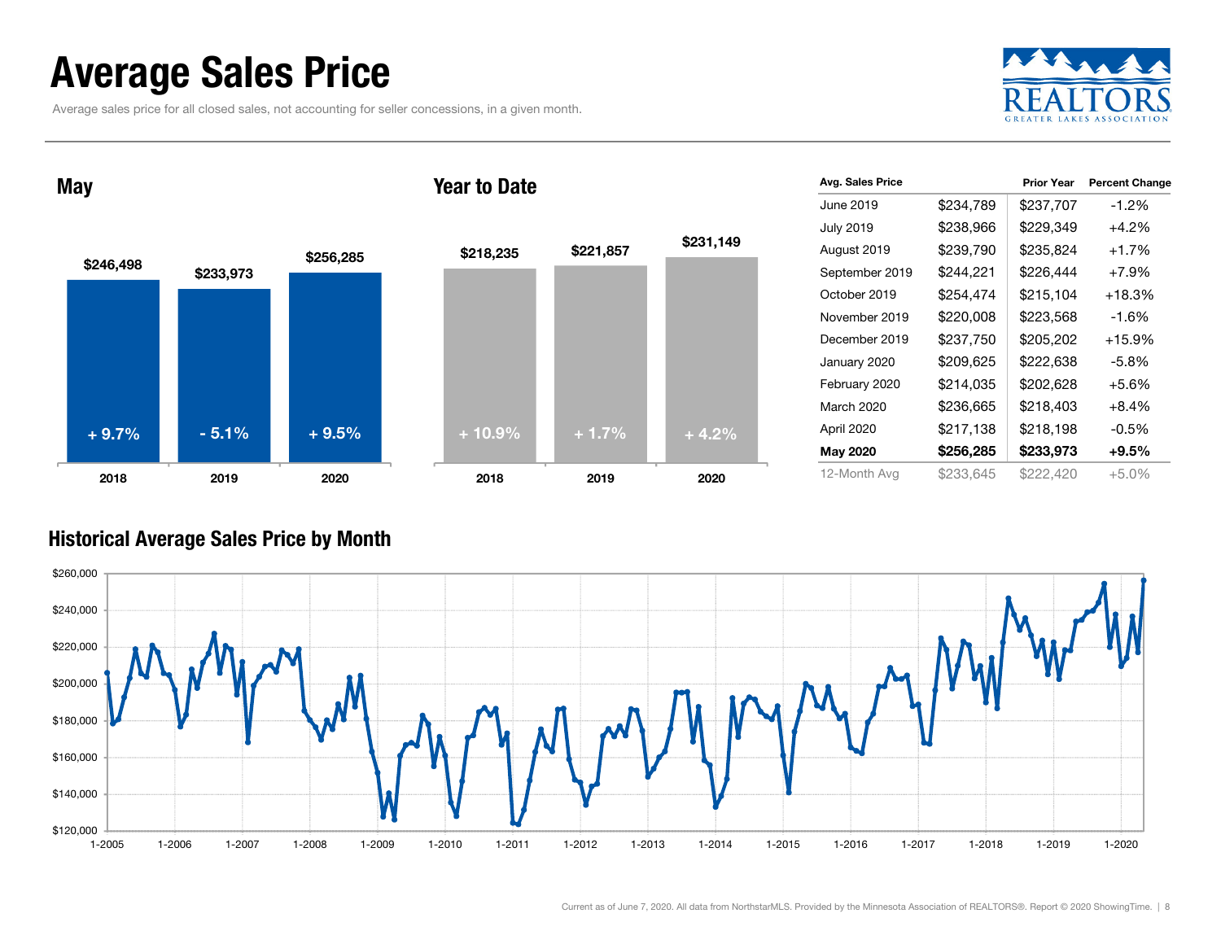# Average Sales Price

Average sales price for all closed sales, not accounting for seller concessions, in a given month.

## May

| | 2018 | 2019 | 2020 |
|---|---|---|---|
| Average Sales Price | $246,498 | $233,973 | $256,285 |
| Percent Change | + 9.7% | - 5.1% | + 9.5% |

## Year to Date

| | 2018 | 2019 | 2020 |
|---|---|---|---|
| Average Sales Price | $218,235 | $221,857 | $231,149 |
| Percent Change | + 10.9% | + 1.7% | + 4.2% |

| Avg. Sales Price | | Prior Year | Percent Change |
|---|---|---|---|
| June 2019 | $234,789 | $237,707 | -1.2% |
| July 2019 | $238,966 | $229,349 | +4.2% |
| August 2019 | $239,790 | $235,824 | +1.7% |
| September 2019 | $244,221 | $226,444 | +7.9% |
| October 2019 | $254,474 | $215,104 | +18.3% |
| November 2019 | $220,008 | $223,568 | -1.6% |
| December 2019 | $237,750 | $205,202 | +15.9% |
| January 2020 | $209,625 | $222,638 | -5.8% |
| February 2020 | $214,035 | $202,628 | +5.6% |
| March 2020 | $236,665 | $218,403 | +8.4% |
| April 2020 | $217,138 | $218,198 | -0.5% |
| **May 2020** | **$256,285** | **$233,973** | **+9.5%** |
| 12-Month Avg | $233,645 | $222,420 | +5.0% |

## Historical Average Sales Price by Month

Current as of June 7, 2020. All data from NorthstarMLS. Provided by the Minnesota Association of REALTORS®. Report © 2020 ShowingTime.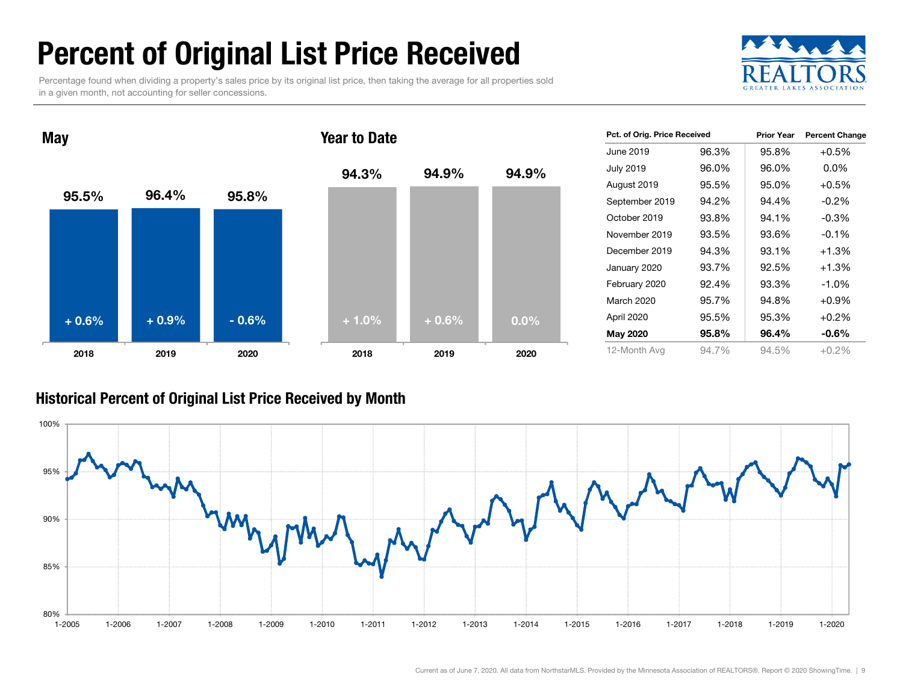# Percent of Original List Price Received

Percentage found when dividing a property's sales price by its original list price, then taking the average for all properties sold in a given month, not accounting for seller concessions.

## May

| | 2018 | 2019 | 2020 |
|---|---|---|---|
| Percent | 95.5% | 96.4% | 95.8% |
| Change | + 0.6% | + 0.9% | - 0.6% |

## Year to Date

| | 2018 | 2019 | 2020 |
|---|---|---|---|
| Percent | 94.3% | 94.9% | 94.9% |
| Change | + 1.0% | + 0.6% | 0.0% |

| Pct. of Orig. Price Received | | Prior Year | Percent Change |
|---|---|---|---|
| June 2019 | 96.3% | 95.8% | +0.5% |
| July 2019 | 96.0% | 96.0% | 0.0% |
| August 2019 | 95.5% | 95.0% | +0.5% |
| September 2019 | 94.2% | 94.4% | -0.2% |
| October 2019 | 93.8% | 94.1% | -0.3% |
| November 2019 | 93.5% | 93.6% | -0.1% |
| December 2019 | 94.3% | 93.1% | +1.3% |
| January 2020 | 93.7% | 92.5% | +1.3% |
| February 2020 | 92.4% | 93.3% | -1.0% |
| March 2020 | 95.7% | 94.8% | +0.9% |
| April 2020 | 95.5% | 95.3% | +0.2% |
| **May 2020** | **95.8%** | **96.4%** | **-0.6%** |
| 12-Month Avg | 94.7% | 94.5% | +0.2% |

## Historical Percent of Original List Price Received by Month

Current as of June 7, 2020. All data from NorthstarMLS. Provided by the Minnesota Association of REALTORS®. Report © 2020 ShowingTime.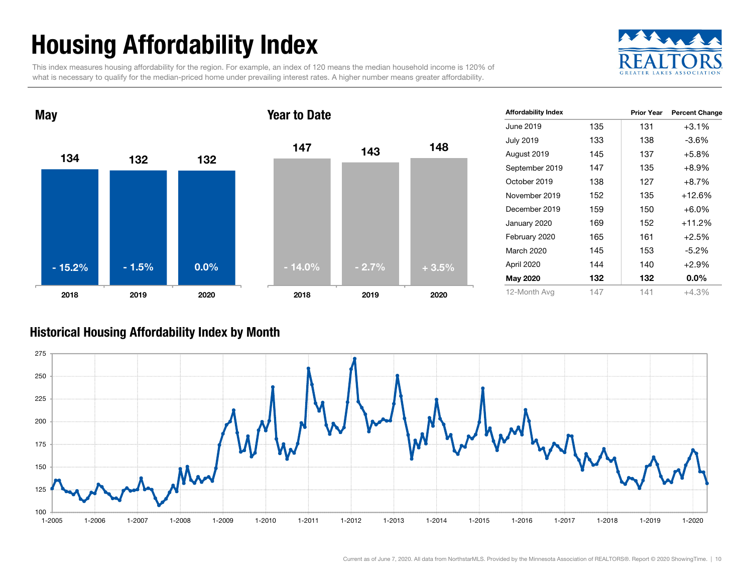# Housing Affordability Index

This index measures housing affordability for the region. For example, an index of 120 means the median household income is 120% of what is necessary to qualify for the median-priced home under prevailing interest rates. A higher number means greater affordability.

## May

| | 2018 | 2019 | 2020 |
|---|---|---|---|
| Index | 134 | 132 | 132 |
| Change | - 15.2% | - 1.5% | 0.0% |

## Year to Date

| | 2018 | 2019 | 2020 |
|---|---|---|---|
| Index | 147 | 143 | 148 |
| Change | - 14.0% | - 2.7% | + 3.5% |

| Affordability Index | | Prior Year | Percent Change |
|---|---|---|---|
| June 2019 | 135 | 131 | +3.1% |
| July 2019 | 133 | 138 | -3.6% |
| August 2019 | 145 | 137 | +5.8% |
| September 2019 | 147 | 135 | +8.9% |
| October 2019 | 138 | 127 | +8.7% |
| November 2019 | 152 | 135 | +12.6% |
| December 2019 | 159 | 150 | +6.0% |
| January 2020 | 169 | 152 | +11.2% |
| February 2020 | 165 | 161 | +2.5% |
| March 2020 | 145 | 153 | -5.2% |
| April 2020 | 144 | 140 | +2.9% |
| **May 2020** | **132** | **132** | **0.0%** |
| 12-Month Avg | 147 | 141 | +4.3% |

## Historical Housing Affordability Index by Month

Current as of June 7, 2020. All data from NorthstarMLS. Provided by the Minnesota Association of REALTORS®. Report © 2020 ShowingTime.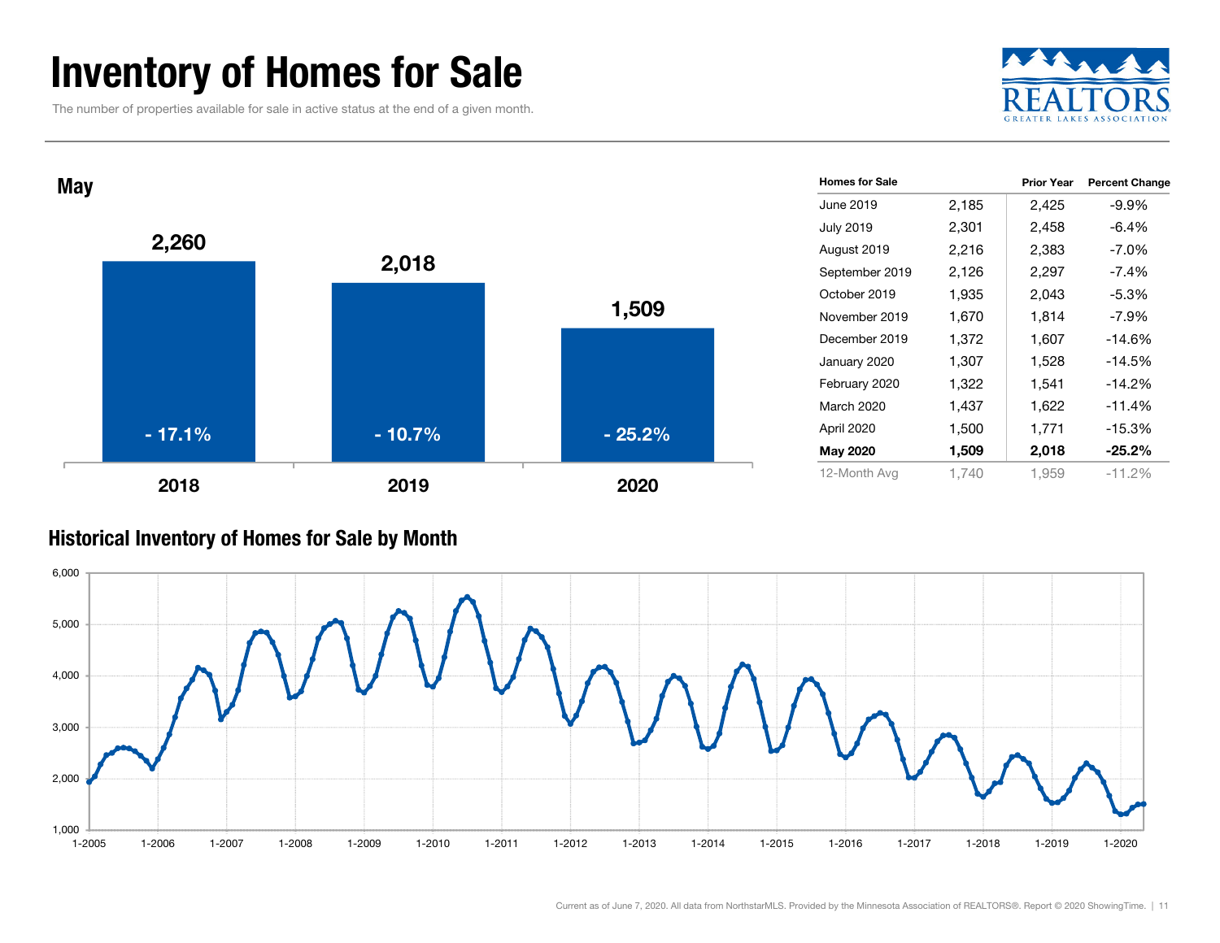# Inventory of Homes for Sale

The number of properties available for sale in active status at the end of a given month.

REALTORS® GREATER LAKES ASSOCIATION

## May

| Year | Homes for Sale | Percent Change |
| --- | --- | --- |
| 2018 | 2,260 | - 17.1% |
| 2019 | 2,018 | - 10.7% |
| 2020 | 1,509 | - 25.2% |

| Homes for Sale | | Prior Year | Percent Change |
| --- | --- | --- | --- |
| June 2019 | 2,185 | 2,425 | -9.9% |
| July 2019 | 2,301 | 2,458 | -6.4% |
| August 2019 | 2,216 | 2,383 | -7.0% |
| September 2019 | 2,126 | 2,297 | -7.4% |
| October 2019 | 1,935 | 2,043 | -5.3% |
| November 2019 | 1,670 | 1,814 | -7.9% |
| December 2019 | 1,372 | 1,607 | -14.6% |
| January 2020 | 1,307 | 1,528 | -14.5% |
| February 2020 | 1,322 | 1,541 | -14.2% |
| March 2020 | 1,437 | 1,622 | -11.4% |
| April 2020 | 1,500 | 1,771 | -15.3% |
| **May 2020** | **1,509** | **2,018** | **-25.2%** |
| 12-Month Avg | 1,740 | 1,959 | -11.2% |

## Historical Inventory of Homes for Sale by Month

Current as of June 7, 2020. All data from NorthstarMLS. Provided by the Minnesota Association of REALTORS®. Report © 2020 ShowingTime.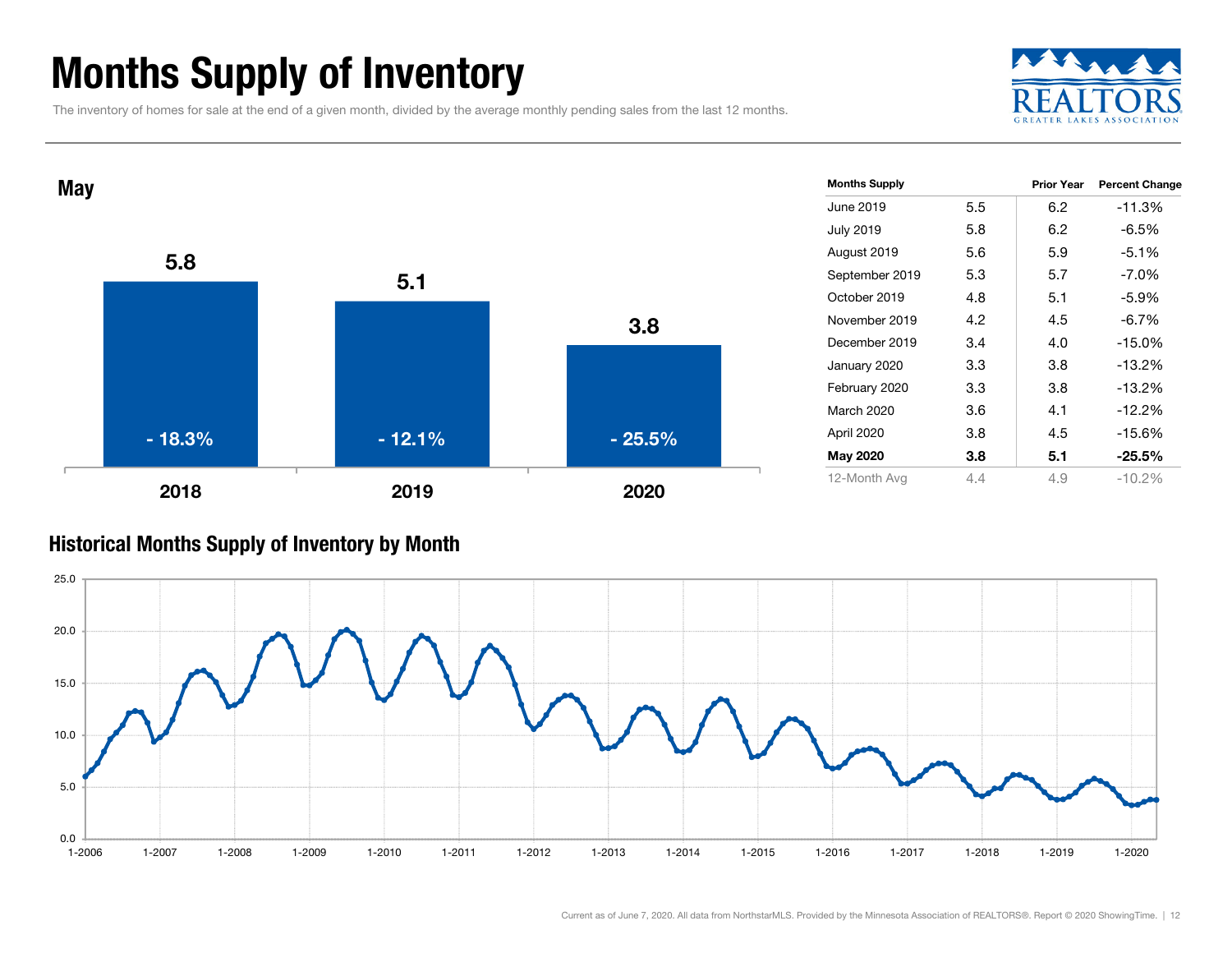# Months Supply of Inventory

The inventory of homes for sale at the end of a given month, divided by the average monthly pending sales from the last 12 months.

## May

| | 2018 | 2019 | 2020 |
|---|---|---|---|
| Months Supply | 5.8 | 5.1 | 3.8 |
| Change | - 18.3% | - 12.1% | - 25.5% |

| Months Supply | | Prior Year | Percent Change |
|---|---|---|---|
| June 2019 | 5.5 | 6.2 | -11.3% |
| July 2019 | 5.8 | 6.2 | -6.5% |
| August 2019 | 5.6 | 5.9 | -5.1% |
| September 2019 | 5.3 | 5.7 | -7.0% |
| October 2019 | 4.8 | 5.1 | -5.9% |
| November 2019 | 4.2 | 4.5 | -6.7% |
| December 2019 | 3.4 | 4.0 | -15.0% |
| January 2020 | 3.3 | 3.8 | -13.2% |
| February 2020 | 3.3 | 3.8 | -13.2% |
| March 2020 | 3.6 | 4.1 | -12.2% |
| April 2020 | 3.8 | 4.5 | -15.6% |
| **May 2020** | **3.8** | **5.1** | **-25.5%** |
| 12-Month Avg | 4.4 | 4.9 | -10.2% |

## Historical Months Supply of Inventory by Month

Current as of June 7, 2020. All data from NorthstarMLS. Provided by the Minnesota Association of REALTORS®. Report © 2020 ShowingTime.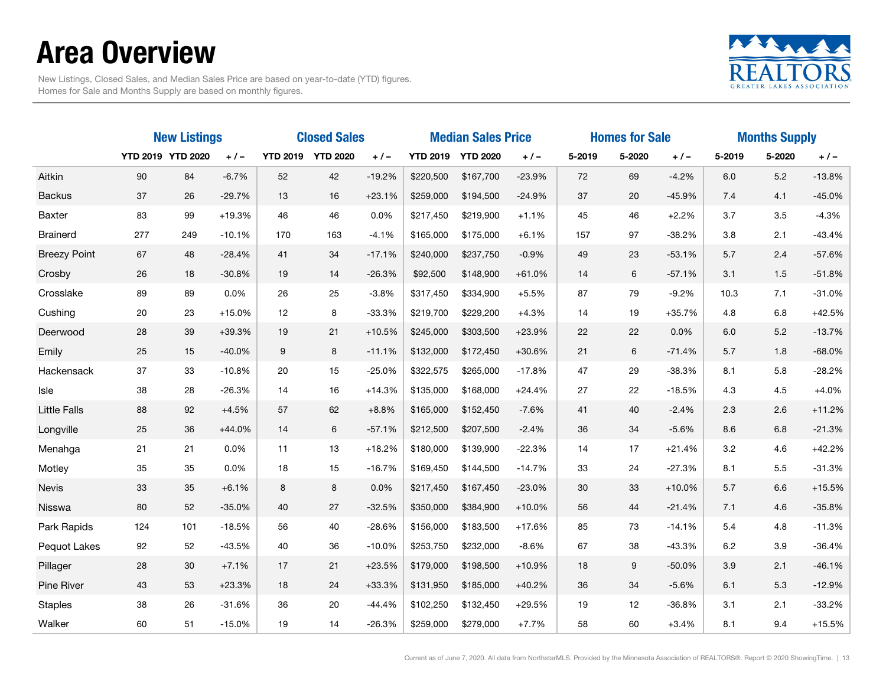# Area Overview

New Listings, Closed Sales, and Median Sales Price are based on year-to-date (YTD) figures.
Homes for Sale and Months Supply are based on monthly figures.

| | New Listings | | | Closed Sales | | | Median Sales Price | | | Homes for Sale | | | Months Supply | | |
|---|---|---|---|---|---|---|---|---|---|---|---|---|---|---|---|
| | YTD 2019 | YTD 2020 | + / – | YTD 2019 | YTD 2020 | + / – | YTD 2019 | YTD 2020 | + / – | 5-2019 | 5-2020 | + / – | 5-2019 | 5-2020 | + / – |
| Aitkin | 90 | 84 | -6.7% | 52 | 42 | -19.2% | $220,500 | $167,700 | -23.9% | 72 | 69 | -4.2% | 6.0 | 5.2 | -13.8% |
| Backus | 37 | 26 | -29.7% | 13 | 16 | +23.1% | $259,000 | $194,500 | -24.9% | 37 | 20 | -45.9% | 7.4 | 4.1 | -45.0% |
| Baxter | 83 | 99 | +19.3% | 46 | 46 | 0.0% | $217,450 | $219,900 | +1.1% | 45 | 46 | +2.2% | 3.7 | 3.5 | -4.3% |
| Brainerd | 277 | 249 | -10.1% | 170 | 163 | -4.1% | $165,000 | $175,000 | +6.1% | 157 | 97 | -38.2% | 3.8 | 2.1 | -43.4% |
| Breezy Point | 67 | 48 | -28.4% | 41 | 34 | -17.1% | $240,000 | $237,750 | -0.9% | 49 | 23 | -53.1% | 5.7 | 2.4 | -57.6% |
| Crosby | 26 | 18 | -30.8% | 19 | 14 | -26.3% | $92,500 | $148,900 | +61.0% | 14 | 6 | -57.1% | 3.1 | 1.5 | -51.8% |
| Crosslake | 89 | 89 | 0.0% | 26 | 25 | -3.8% | $317,450 | $334,900 | +5.5% | 87 | 79 | -9.2% | 10.3 | 7.1 | -31.0% |
| Cushing | 20 | 23 | +15.0% | 12 | 8 | -33.3% | $219,700 | $229,200 | +4.3% | 14 | 19 | +35.7% | 4.8 | 6.8 | +42.5% |
| Deerwood | 28 | 39 | +39.3% | 19 | 21 | +10.5% | $245,000 | $303,500 | +23.9% | 22 | 22 | 0.0% | 6.0 | 5.2 | -13.7% |
| Emily | 25 | 15 | -40.0% | 9 | 8 | -11.1% | $132,000 | $172,450 | +30.6% | 21 | 6 | -71.4% | 5.7 | 1.8 | -68.0% |
| Hackensack | 37 | 33 | -10.8% | 20 | 15 | -25.0% | $322,575 | $265,000 | -17.8% | 47 | 29 | -38.3% | 8.1 | 5.8 | -28.2% |
| Isle | 38 | 28 | -26.3% | 14 | 16 | +14.3% | $135,000 | $168,000 | +24.4% | 27 | 22 | -18.5% | 4.3 | 4.5 | +4.0% |
| Little Falls | 88 | 92 | +4.5% | 57 | 62 | +8.8% | $165,000 | $152,450 | -7.6% | 41 | 40 | -2.4% | 2.3 | 2.6 | +11.2% |
| Longville | 25 | 36 | +44.0% | 14 | 6 | -57.1% | $212,500 | $207,500 | -2.4% | 36 | 34 | -5.6% | 8.6 | 6.8 | -21.3% |
| Menahga | 21 | 21 | 0.0% | 11 | 13 | +18.2% | $180,000 | $139,900 | -22.3% | 14 | 17 | +21.4% | 3.2 | 4.6 | +42.2% |
| Motley | 35 | 35 | 0.0% | 18 | 15 | -16.7% | $169,450 | $144,500 | -14.7% | 33 | 24 | -27.3% | 8.1 | 5.5 | -31.3% |
| Nevis | 33 | 35 | +6.1% | 8 | 8 | 0.0% | $217,450 | $167,450 | -23.0% | 30 | 33 | +10.0% | 5.7 | 6.6 | +15.5% |
| Nisswa | 80 | 52 | -35.0% | 40 | 27 | -32.5% | $350,000 | $384,900 | +10.0% | 56 | 44 | -21.4% | 7.1 | 4.6 | -35.8% |
| Park Rapids | 124 | 101 | -18.5% | 56 | 40 | -28.6% | $156,000 | $183,500 | +17.6% | 85 | 73 | -14.1% | 5.4 | 4.8 | -11.3% |
| Pequot Lakes | 92 | 52 | -43.5% | 40 | 36 | -10.0% | $253,750 | $232,000 | -8.6% | 67 | 38 | -43.3% | 6.2 | 3.9 | -36.4% |
| Pillager | 28 | 30 | +7.1% | 17 | 21 | +23.5% | $179,000 | $198,500 | +10.9% | 18 | 9 | -50.0% | 3.9 | 2.1 | -46.1% |
| Pine River | 43 | 53 | +23.3% | 18 | 24 | +33.3% | $131,950 | $185,000 | +40.2% | 36 | 34 | -5.6% | 6.1 | 5.3 | -12.9% |
| Staples | 38 | 26 | -31.6% | 36 | 20 | -44.4% | $102,250 | $132,450 | +29.5% | 19 | 12 | -36.8% | 3.1 | 2.1 | -33.2% |
| Walker | 60 | 51 | -15.0% | 19 | 14 | -26.3% | $259,000 | $279,000 | +7.7% | 58 | 60 | +3.4% | 8.1 | 9.4 | +15.5% |

Current as of June 7, 2020. All data from NorthstarMLS. Provided by the Minnesota Association of REALTORS®. Report © 2020 ShowingTime.